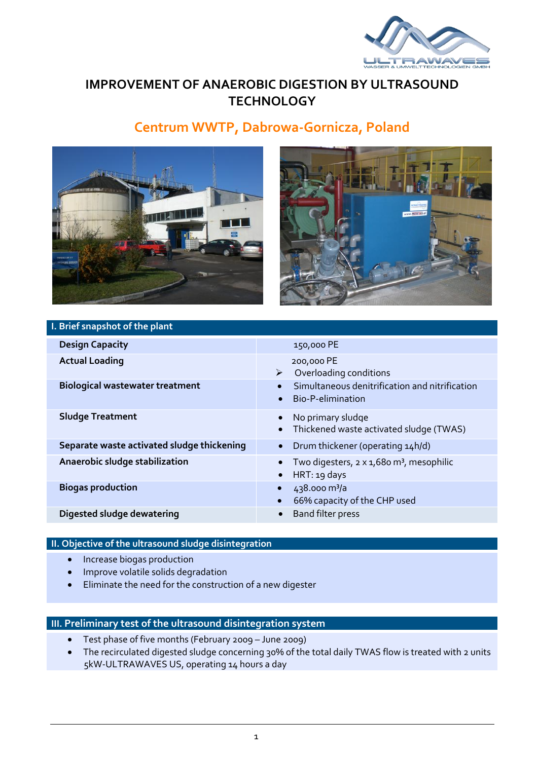# IMPROVEMENT OF ANAEROBIC DIGESTION BY ULTRASOUND TECHNOLOGY

## Centrum WWTP, Dabrowa-Gornicza, Poland

| I. Brief snapshot of the plant | |
|---|---|
| **Design Capacity** | 150,000 PE |
| **Actual Loading** | 200,000 PE<br>➢ Overloading conditions |
| **Biological wastewater treatment** | • Simultaneous denitrification and nitrification<br>• Bio-P-elimination |
| **Sludge Treatment** | • No primary sludge<br>• Thickened waste activated sludge (TWAS) |
| **Separate waste activated sludge thickening** | • Drum thickener (operating 14h/d) |
| **Anaerobic sludge stabilization** | • Two digesters, 2 x 1,680 m³, mesophilic<br>• HRT: 19 days |
| **Biogas production** | • 438.000 m³/a<br>• 66% capacity of the CHP used |
| **Digested sludge dewatering** | • Band filter press |

## II. Objective of the ultrasound sludge disintegration

- Increase biogas production
- Improve volatile solids degradation
- Eliminate the need for the construction of a new digester

## III. Preliminary test of the ultrasound disintegration system

- Test phase of five months (February 2009 – June 2009)
- The recirculated digested sludge concerning 30% of the total daily TWAS flow is treated with 2 units 5kW-ULTRAWAVES US, operating 14 hours a day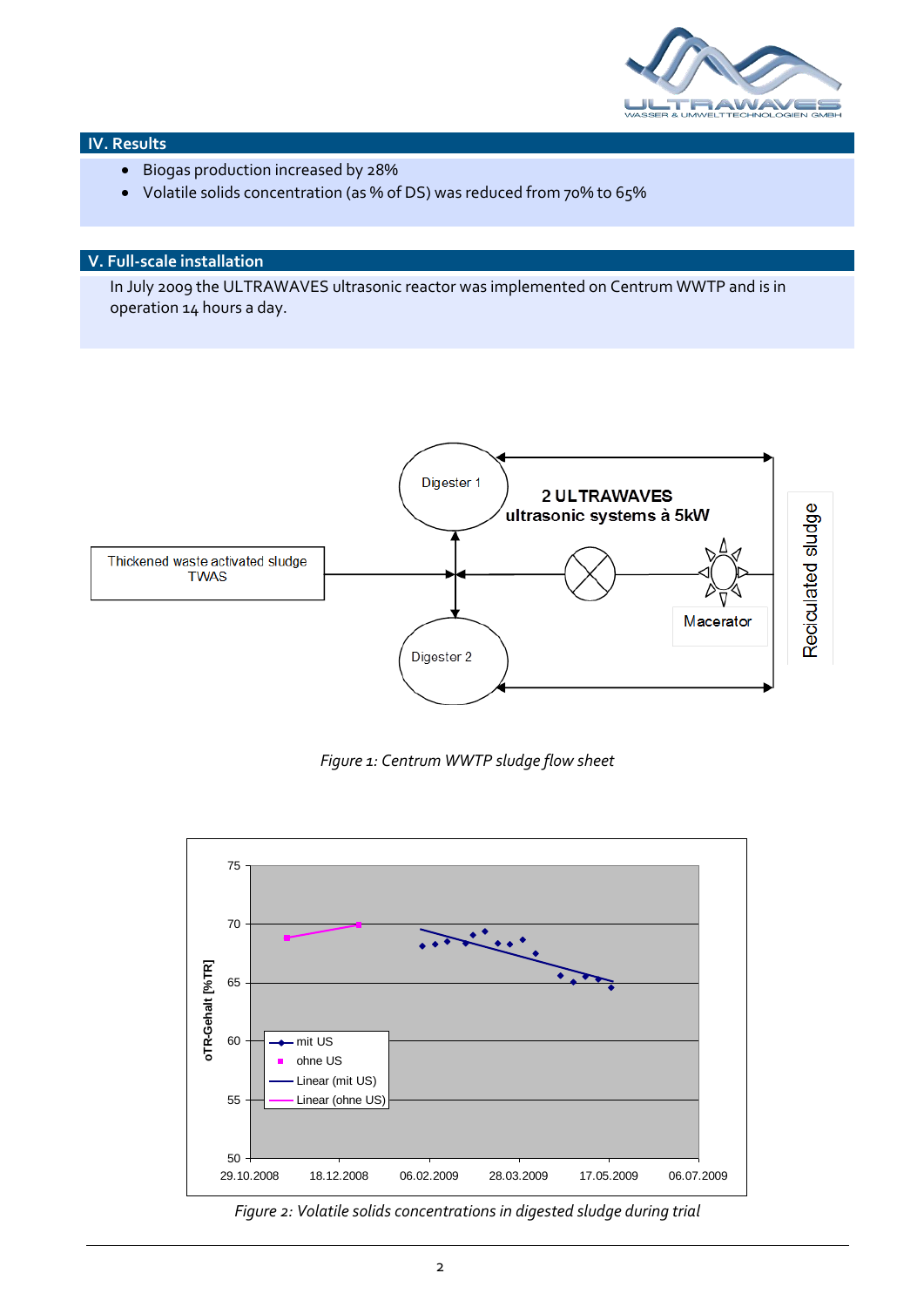## IV. Results

- Biogas production increased by 28%
- Volatile solids concentration (as % of DS) was reduced from 70% to 65%

## V. Full-scale installation

In July 2009 the ULTRAWAVES ultrasonic reactor was implemented on Centrum WWTP and is in operation 14 hours a day.

*Figure 1: Centrum WWTP sludge flow sheet*

*Figure 2: Volatile solids concentrations in digested sludge during trial*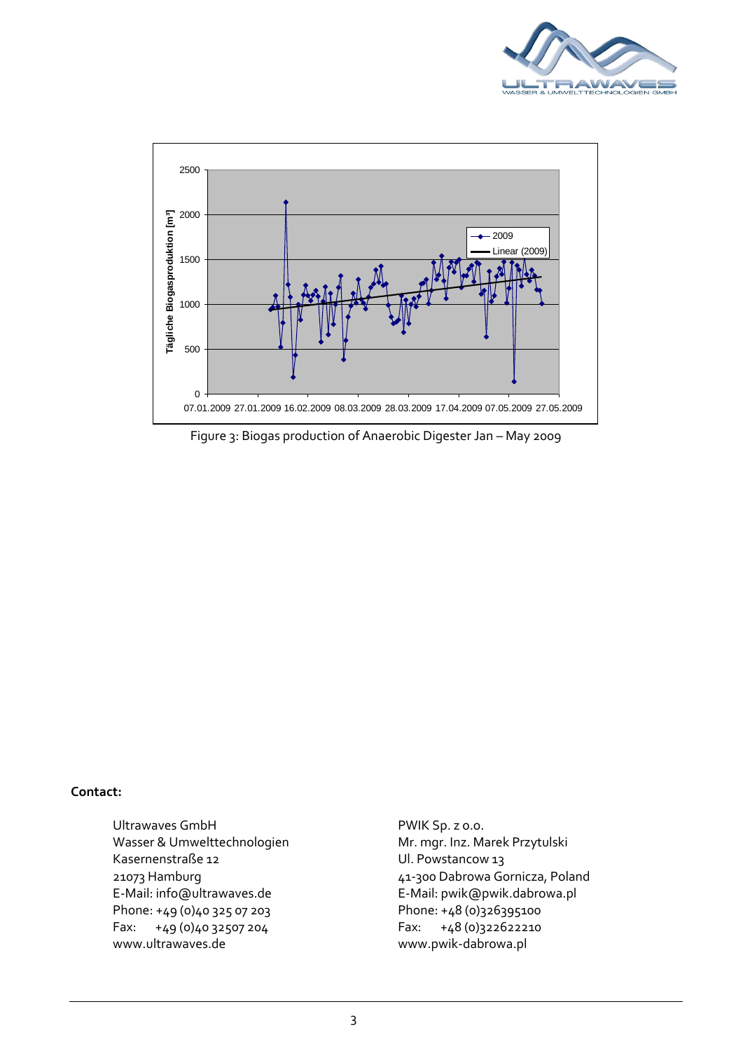2500

2000

1500

1000

500

0

Tägliche Biogasproduktion [m³]

2009

Linear (2009)

07.01.2009 27.01.2009 16.02.2009 08.03.2009 28.03.2009 17.04.2009 07.05.2009 27.05.2009

Figure 3: Biogas production of Anaerobic Digester Jan – May 2009

**Contact:**

Ultrawaves GmbH
Wasser & Umwelttechnologien
Kasernenstraße 12
21073 Hamburg
E-Mail: info@ultrawaves.de
Phone: +49 (0)40 325 07 203
Fax: +49 (0)40 32507 204
www.ultrawaves.de

PWIK Sp. z o.o.
Mr. mgr. Inz. Marek Przytulski
Ul. Powstancow 13
41-300 Dabrowa Gornicza, Poland
E-Mail: pwik@pwik.dabrowa.pl
Phone: +48 (0)326395100
Fax: +48 (0)322622210
www.pwik-dabrowa.pl